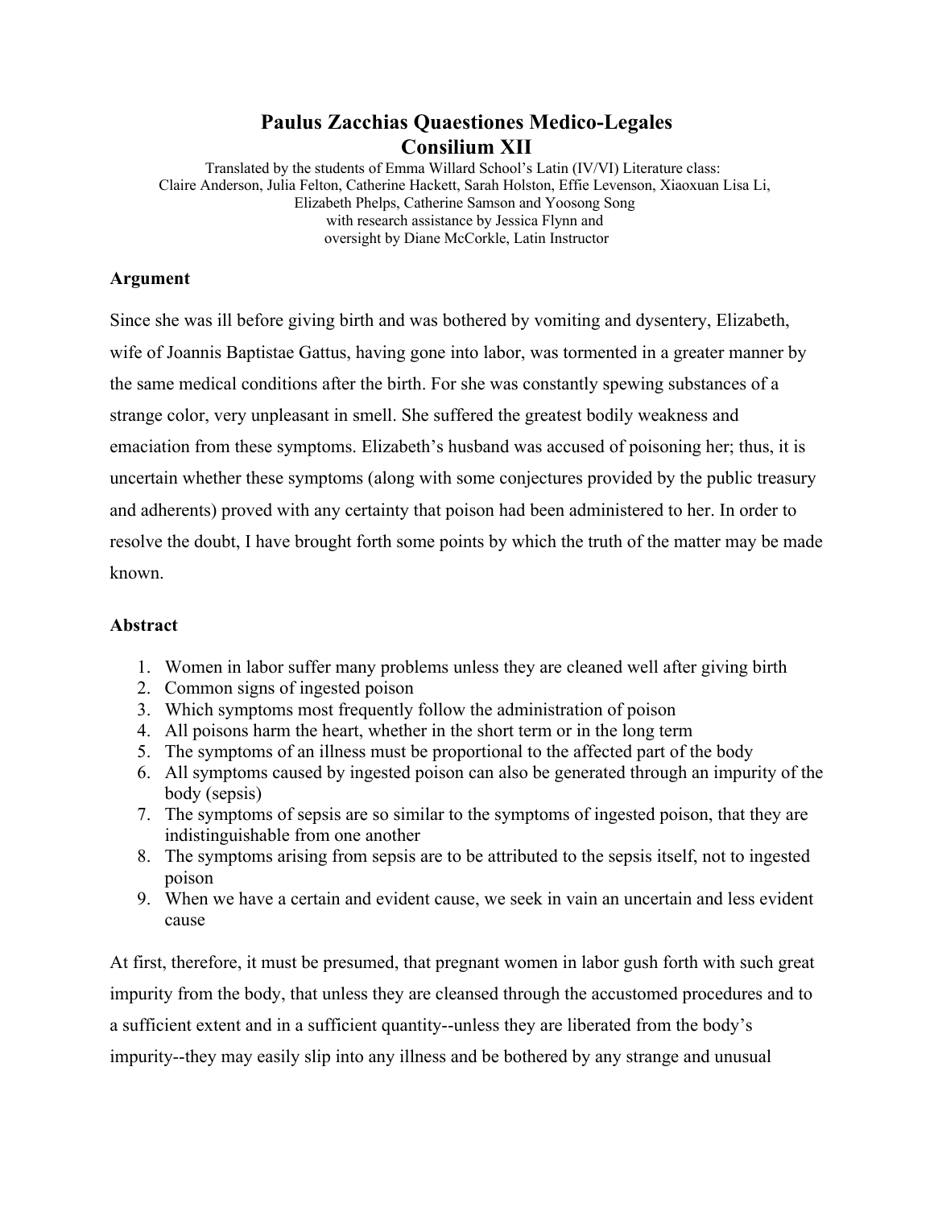# Paulus Zacchias Quaestiones Medico-Legales
## Consilium XII

Translated by the students of Emma Willard School's Latin (IV/VI) Literature class:
Claire Anderson, Julia Felton, Catherine Hackett, Sarah Holston, Effie Levenson, Xiaoxuan Lisa Li, Elizabeth Phelps, Catherine Samson and Yoosong Song
with research assistance by Jessica Flynn and
oversight by Diane McCorkle, Latin Instructor

**Argument**

Since she was ill before giving birth and was bothered by vomiting and dysentery, Elizabeth, wife of Joannis Baptistae Gattus, having gone into labor, was tormented in a greater manner by the same medical conditions after the birth. For she was constantly spewing substances of a strange color, very unpleasant in smell. She suffered the greatest bodily weakness and emaciation from these symptoms. Elizabeth's husband was accused of poisoning her; thus, it is uncertain whether these symptoms (along with some conjectures provided by the public treasury and adherents) proved with any certainty that poison had been administered to her. In order to resolve the doubt, I have brought forth some points by which the truth of the matter may be made known.

**Abstract**

1. Women in labor suffer many problems unless they are cleaned well after giving birth
2. Common signs of ingested poison
3. Which symptoms most frequently follow the administration of poison
4. All poisons harm the heart, whether in the short term or in the long term
5. The symptoms of an illness must be proportional to the affected part of the body
6. All symptoms caused by ingested poison can also be generated through an impurity of the body (sepsis)
7. The symptoms of sepsis are so similar to the symptoms of ingested poison, that they are indistinguishable from one another
8. The symptoms arising from sepsis are to be attributed to the sepsis itself, not to ingested poison
9. When we have a certain and evident cause, we seek in vain an uncertain and less evident cause

At first, therefore, it must be presumed, that pregnant women in labor gush forth with such great impurity from the body, that unless they are cleansed through the accustomed procedures and to a sufficient extent and in a sufficient quantity--unless they are liberated from the body's impurity--they may easily slip into any illness and be bothered by any strange and unusual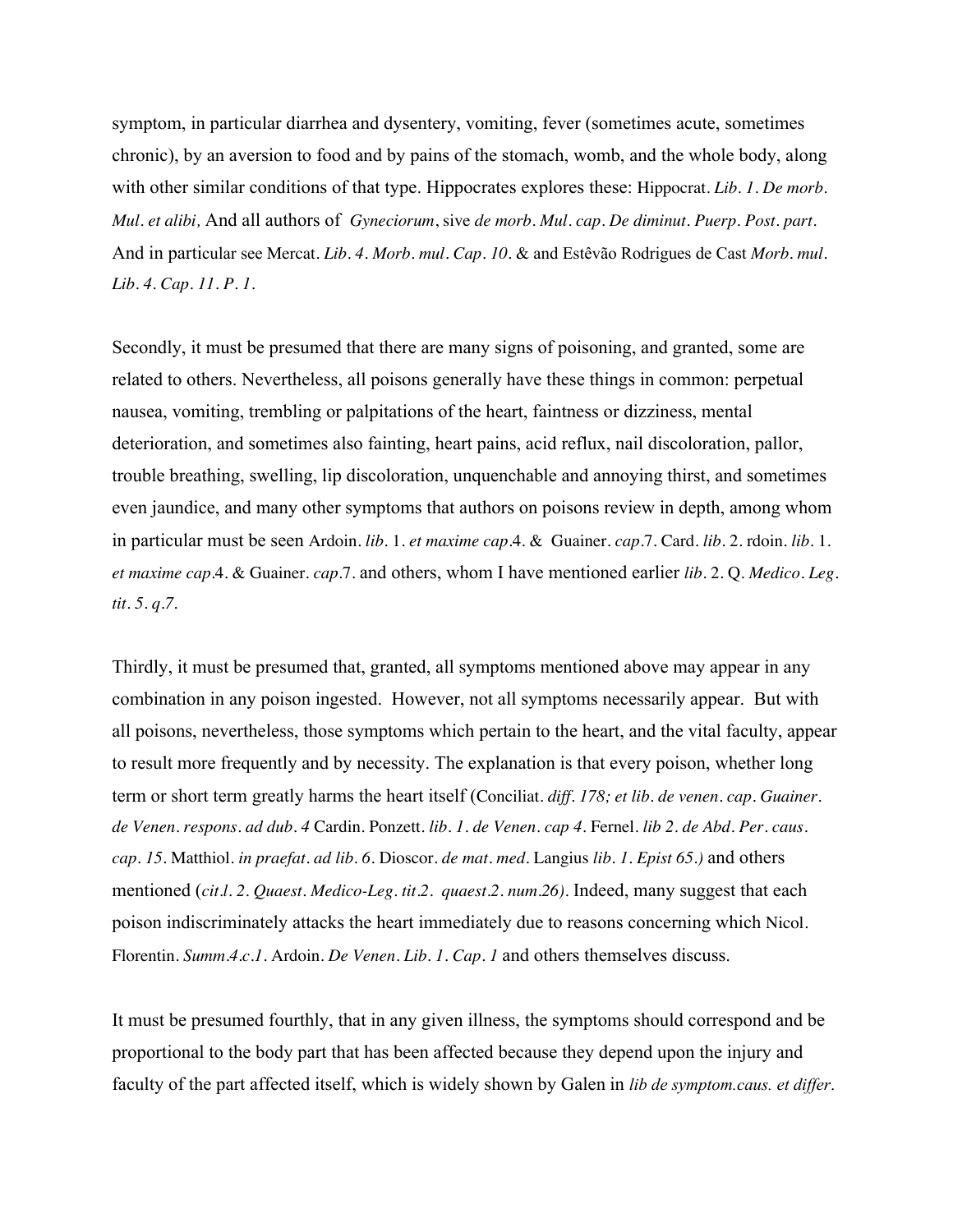symptom, in particular diarrhea and dysentery, vomiting, fever (sometimes acute, sometimes chronic), by an aversion to food and by pains of the stomach, womb, and the whole body, along with other similar conditions of that type. Hippocrates explores these: Hippocrat. *Lib. 1. De morb. Mul. et alibi,* And all authors of *Gyneciorum*, sive *de morb. Mul. cap. De diminut. Puerp. Post. part.* And in particular see Mercat. *Lib. 4. Morb. mul. Cap. 10.* & and Estêvão Rodrigues de Cast *Morb. mul. Lib. 4. Cap. 11. P. 1.*

Secondly, it must be presumed that there are many signs of poisoning, and granted, some are related to others. Nevertheless, all poisons generally have these things in common: perpetual nausea, vomiting, trembling or palpitations of the heart, faintness or dizziness, mental deterioration, and sometimes also fainting, heart pains, acid reflux, nail discoloration, pallor, trouble breathing, swelling, lip discoloration, unquenchable and annoying thirst, and sometimes even jaundice, and many other symptoms that authors on poisons review in depth, among whom in particular must be seen Ardoin. *lib.* 1. *et maxime cap*.4. & Guainer. *cap*.7. Card. *lib*. 2. rdoin. *lib*. 1. *et maxime cap*.4. & Guainer. *cap*.7. and others, whom I have mentioned earlier *lib*. 2. Q. *Medico. Leg. tit. 5. q.7.*

Thirdly, it must be presumed that, granted, all symptoms mentioned above may appear in any combination in any poison ingested. However, not all symptoms necessarily appear. But with all poisons, nevertheless, those symptoms which pertain to the heart, and the vital faculty, appear to result more frequently and by necessity. The explanation is that every poison, whether long term or short term greatly harms the heart itself (Conciliat. *diff. 178; et lib. de venen. cap. Guainer. de Venen. respons. ad dub. 4* Cardin. Ponzett. *lib. 1. de Venen. cap 4.* Fernel. *lib 2. de Abd. Per. caus. cap. 15.* Matthiol. *in praefat. ad lib. 6.* Dioscor. *de mat. med.* Langius *lib. 1. Epist 65.)* and others mentioned (*cit.l. 2. Quaest. Medico-Leg. tit.2. quaest.2. num.26)*. Indeed, many suggest that each poison indiscriminately attacks the heart immediately due to reasons concerning which Nicol. Florentin. *Summ.4.c.1.* Ardoin. *De Venen. Lib. 1. Cap. 1* and others themselves discuss.

It must be presumed fourthly, that in any given illness, the symptoms should correspond and be proportional to the body part that has been affected because they depend upon the injury and faculty of the part affected itself, which is widely shown by Galen in *lib de symptom.caus. et differ.*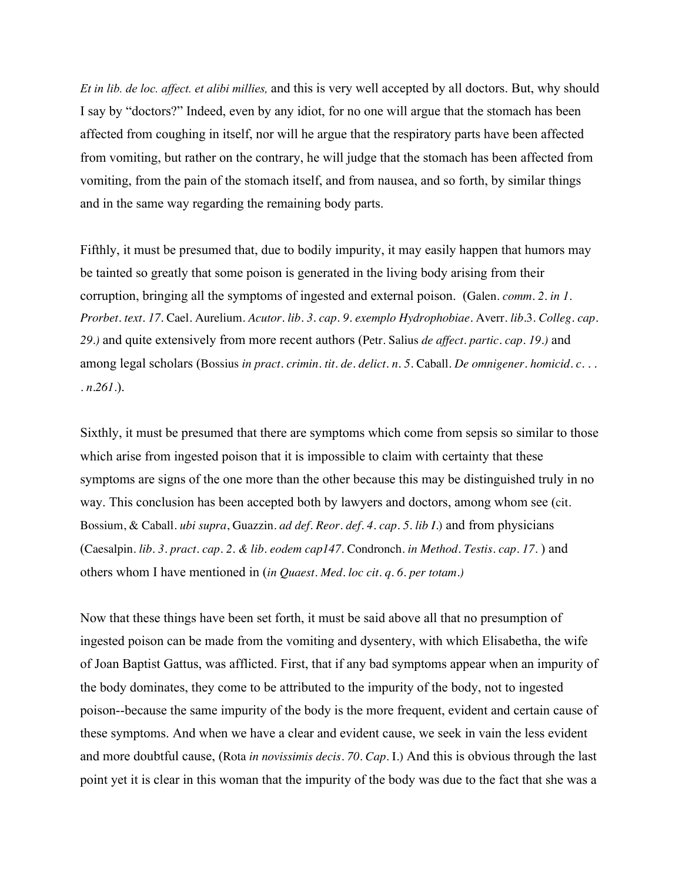*Et in lib. de loc. affect. et alibi millies,* and this is very well accepted by all doctors. But, why should I say by "doctors?" Indeed, even by any idiot, for no one will argue that the stomach has been affected from coughing in itself, nor will he argue that the respiratory parts have been affected from vomiting, but rather on the contrary, he will judge that the stomach has been affected from vomiting, from the pain of the stomach itself, and from nausea, and so forth, by similar things and in the same way regarding the remaining body parts.

Fifthly, it must be presumed that, due to bodily impurity, it may easily happen that humors may be tainted so greatly that some poison is generated in the living body arising from their corruption, bringing all the symptoms of ingested and external poison. (Galen. *comm. 2. in 1. Prorbet. text. 17.* Cael. Aurelium. *Acutor. lib. 3. cap. 9. exemplo Hydrophobiae.* Averr. *lib.*3. *Colleg. cap. 29.)* and quite extensively from more recent authors (Petr. Salius *de affect. partic. cap. 19.)* and among legal scholars (Bossius *in pract. crimin. tit. de. delict. n. 5.* Caball. *De omnigener. homicid. c. . . . n.261.*).

Sixthly, it must be presumed that there are symptoms which come from sepsis so similar to those which arise from ingested poison that it is impossible to claim with certainty that these symptoms are signs of the one more than the other because this may be distinguished truly in no way. This conclusion has been accepted both by lawyers and doctors, among whom see (cit. Bossium, & Caball. *ubi supra*, Guazzin. *ad def. Reor. def. 4. cap. 5. lib I.*) and from physicians (Caesalpin. *lib. 3. pract. cap. 2. & lib. eodem cap147.* Condronch. *in Method. Testis. cap. 17.* ) and others whom I have mentioned in (*in Quaest. Med. loc cit. q. 6. per totam.)*

Now that these things have been set forth, it must be said above all that no presumption of ingested poison can be made from the vomiting and dysentery, with which Elisabetha, the wife of Joan Baptist Gattus, was afflicted. First, that if any bad symptoms appear when an impurity of the body dominates, they come to be attributed to the impurity of the body, not to ingested poison--because the same impurity of the body is the more frequent, evident and certain cause of these symptoms. And when we have a clear and evident cause, we seek in vain the less evident and more doubtful cause, (Rota *in novissimis decis. 70. Cap.* I.) And this is obvious through the last point yet it is clear in this woman that the impurity of the body was due to the fact that she was a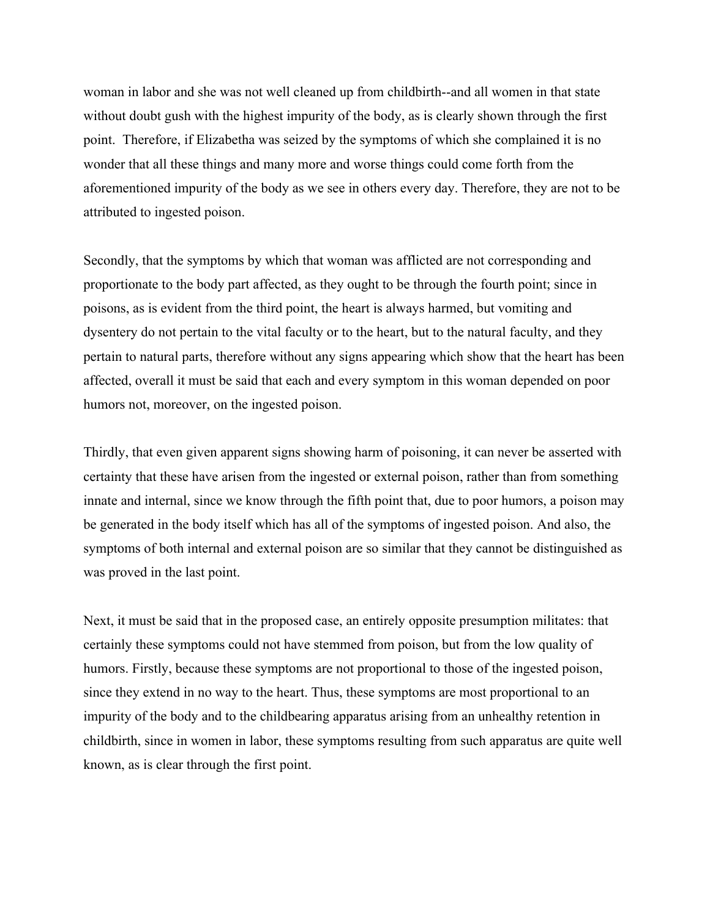woman in labor and she was not well cleaned up from childbirth--and all women in that state without doubt gush with the highest impurity of the body, as is clearly shown through the first point. Therefore, if Elizabetha was seized by the symptoms of which she complained it is no wonder that all these things and many more and worse things could come forth from the aforementioned impurity of the body as we see in others every day. Therefore, they are not to be attributed to ingested poison.

Secondly, that the symptoms by which that woman was afflicted are not corresponding and proportionate to the body part affected, as they ought to be through the fourth point; since in poisons, as is evident from the third point, the heart is always harmed, but vomiting and dysentery do not pertain to the vital faculty or to the heart, but to the natural faculty, and they pertain to natural parts, therefore without any signs appearing which show that the heart has been affected, overall it must be said that each and every symptom in this woman depended on poor humors not, moreover, on the ingested poison.

Thirdly, that even given apparent signs showing harm of poisoning, it can never be asserted with certainty that these have arisen from the ingested or external poison, rather than from something innate and internal, since we know through the fifth point that, due to poor humors, a poison may be generated in the body itself which has all of the symptoms of ingested poison. And also, the symptoms of both internal and external poison are so similar that they cannot be distinguished as was proved in the last point.

Next, it must be said that in the proposed case, an entirely opposite presumption militates: that certainly these symptoms could not have stemmed from poison, but from the low quality of humors. Firstly, because these symptoms are not proportional to those of the ingested poison, since they extend in no way to the heart. Thus, these symptoms are most proportional to an impurity of the body and to the childbearing apparatus arising from an unhealthy retention in childbirth, since in women in labor, these symptoms resulting from such apparatus are quite well known, as is clear through the first point.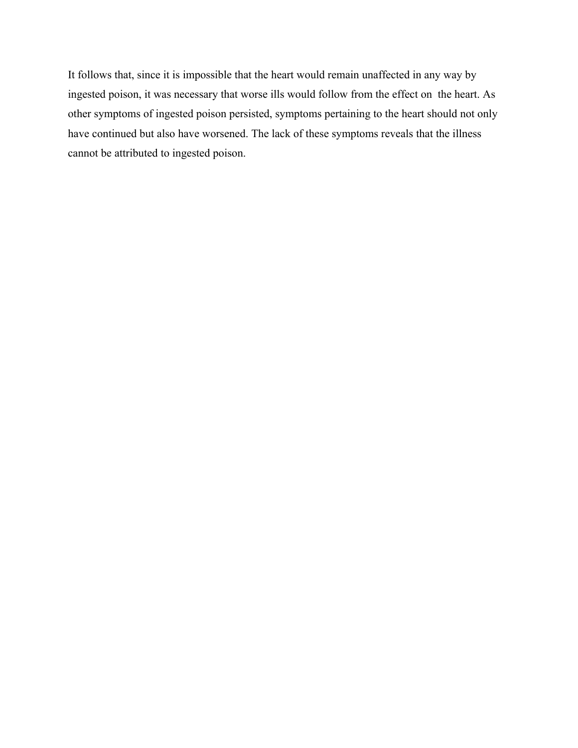It follows that, since it is impossible that the heart would remain unaffected in any way by ingested poison, it was necessary that worse ills would follow from the effect on the heart. As other symptoms of ingested poison persisted, symptoms pertaining to the heart should not only have continued but also have worsened. The lack of these symptoms reveals that the illness cannot be attributed to ingested poison.